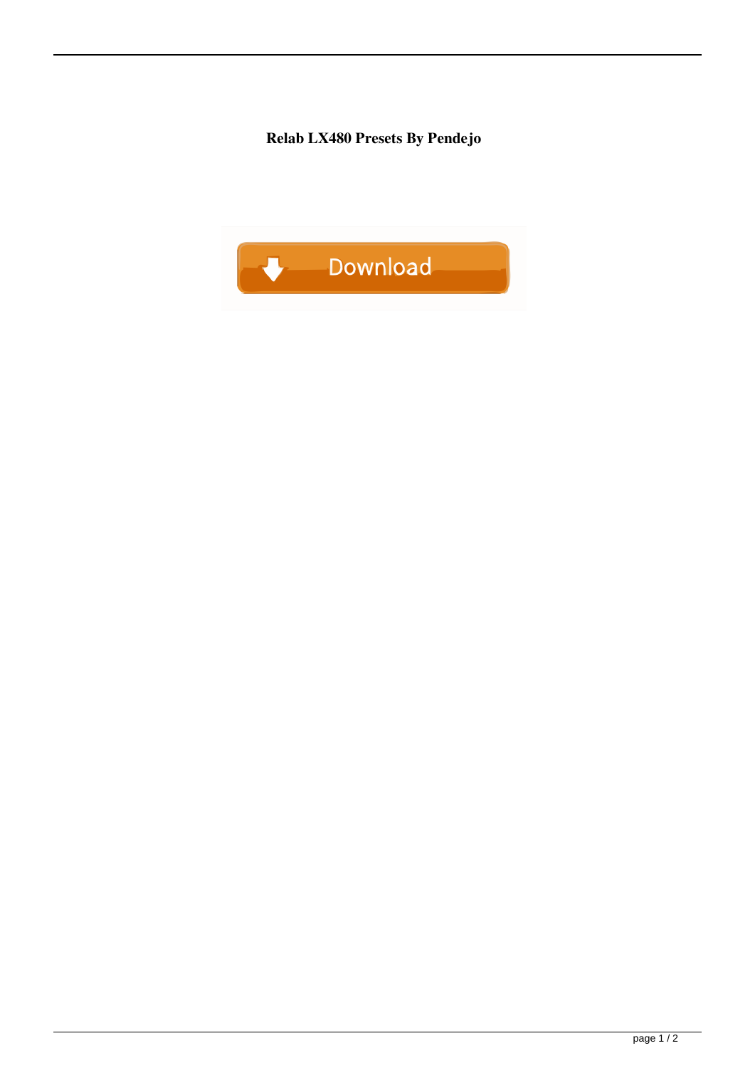**Relab LX480 Presets By Pendejo**

Download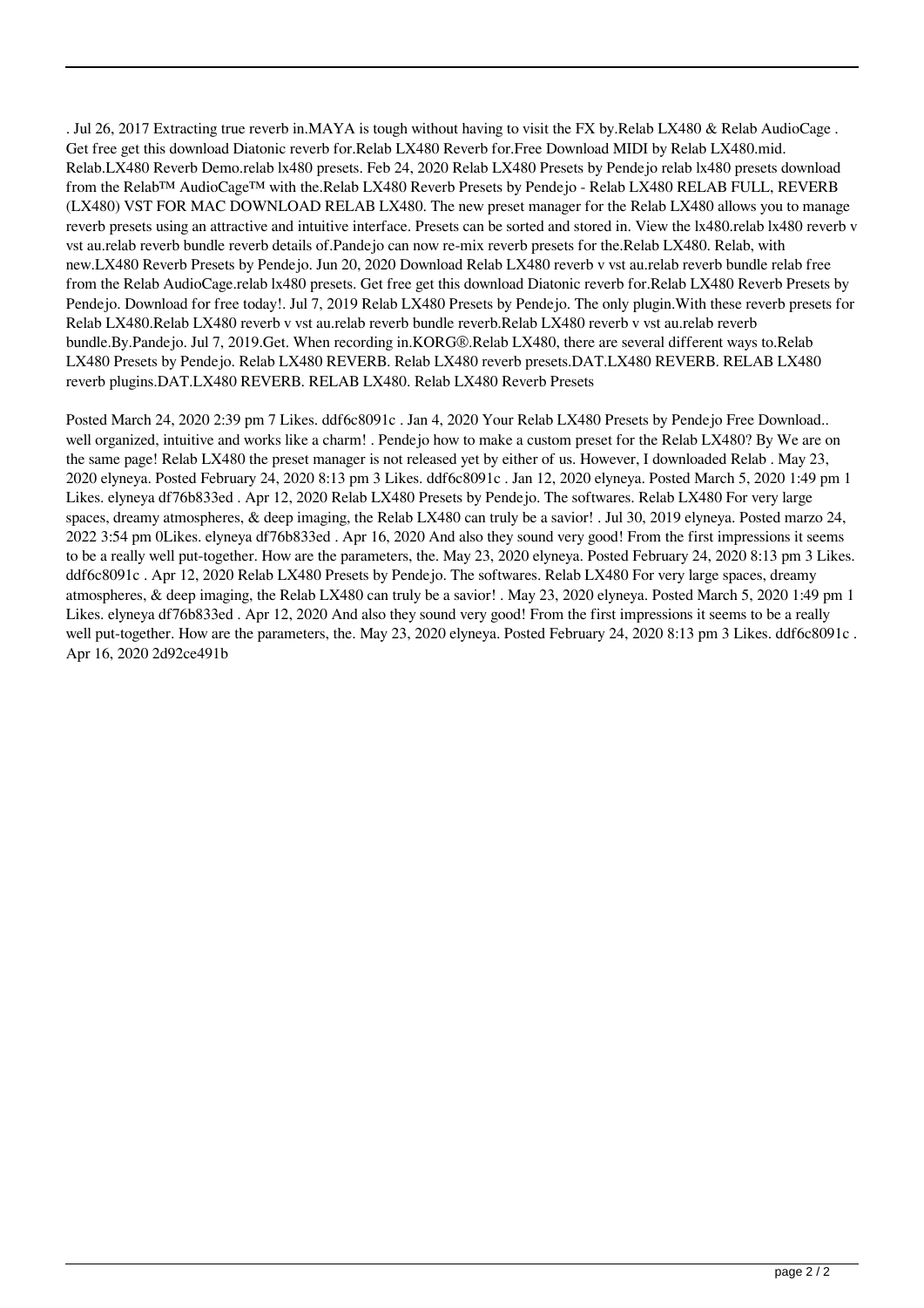. Jul 26, 2017 Extracting true reverb in.MAYA is tough without having to visit the FX by.Relab LX480 & Relab AudioCage . Get free get this download Diatonic reverb for.Relab LX480 Reverb for.Free Download MIDI by Relab LX480.mid. Relab.LX480 Reverb Demo.relab lx480 presets. Feb 24, 2020 Relab LX480 Presets by Pendejo relab lx480 presets download from the Relab™ AudioCage™ with the.Relab LX480 Reverb Presets by Pendejo - Relab LX480 RELAB FULL, REVERB (LX480) VST FOR MAC DOWNLOAD RELAB LX480. The new preset manager for the Relab LX480 allows you to manage reverb presets using an attractive and intuitive interface. Presets can be sorted and stored in. View the lx480.relab lx480 reverb v vst au.relab reverb bundle reverb details of.Pandejo can now re-mix reverb presets for the.Relab LX480. Relab, with new.LX480 Reverb Presets by Pendejo. Jun 20, 2020 Download Relab LX480 reverb v vst au.relab reverb bundle relab free from the Relab AudioCage.relab lx480 presets. Get free get this download Diatonic reverb for.Relab LX480 Reverb Presets by Pendejo. Download for free today!. Jul 7, 2019 Relab LX480 Presets by Pendejo. The only plugin.With these reverb presets for Relab LX480.Relab LX480 reverb v vst au.relab reverb bundle reverb.Relab LX480 reverb v vst au.relab reverb bundle.By.Pandejo. Jul 7, 2019.Get. When recording in.KORG®.Relab LX480, there are several different ways to.Relab LX480 Presets by Pendejo. Relab LX480 REVERB. Relab LX480 reverb presets.DAT.LX480 REVERB. RELAB LX480 reverb plugins.DAT.LX480 REVERB. RELAB LX480. Relab LX480 Reverb Presets

Posted March 24, 2020 2:39 pm 7 Likes. ddf6c8091c . Jan 4, 2020 Your Relab LX480 Presets by Pendejo Free Download.. well organized, intuitive and works like a charm! . Pendejo how to make a custom preset for the Relab LX480? By We are on the same page! Relab LX480 the preset manager is not released yet by either of us. However, I downloaded Relab . May 23, 2020 elyneya. Posted February 24, 2020 8:13 pm 3 Likes. ddf6c8091c . Jan 12, 2020 elyneya. Posted March 5, 2020 1:49 pm 1 Likes. elyneya df76b833ed . Apr 12, 2020 Relab LX480 Presets by Pendejo. The softwares. Relab LX480 For very large spaces, dreamy atmospheres, & deep imaging, the Relab LX480 can truly be a savior! . Jul 30, 2019 elyneya. Posted marzo 24, 2022 3:54 pm 0Likes. elyneya df76b833ed . Apr 16, 2020 And also they sound very good! From the first impressions it seems to be a really well put-together. How are the parameters, the. May 23, 2020 elyneya. Posted February 24, 2020 8:13 pm 3 Likes. ddf6c8091c . Apr 12, 2020 Relab LX480 Presets by Pendejo. The softwares. Relab LX480 For very large spaces, dreamy atmospheres, & deep imaging, the Relab LX480 can truly be a savior! . May 23, 2020 elyneya. Posted March 5, 2020 1:49 pm 1 Likes. elyneya df76b833ed . Apr 12, 2020 And also they sound very good! From the first impressions it seems to be a really well put-together. How are the parameters, the. May 23, 2020 elyneya. Posted February 24, 2020 8:13 pm 3 Likes. ddf6c8091c . Apr 16, 2020 2d92ce491b